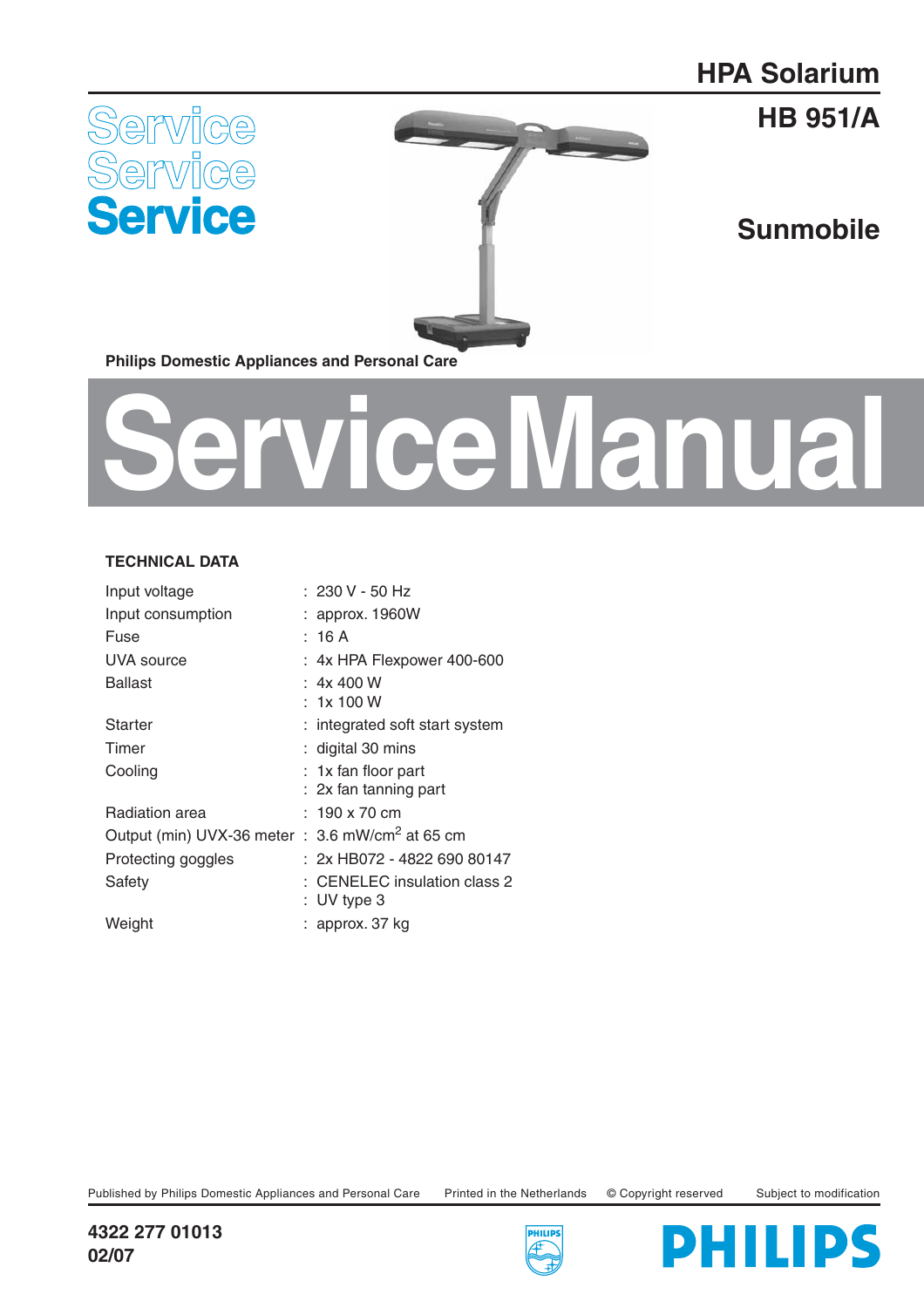# HPA Solarium

## HB 951/A

## Sunmobile

Service
Service
Service

**Philips Domestic Appliances and Personal Care**

# Service Manual

### TECHNICAL DATA

| | |
|---|---|
| Input voltage | : 230 V - 50 Hz |
| Input consumption | : approx. 1960W |
| Fuse | : 16 A |
| UVA source | : 4x HPA Flexpower 400-600 |
| Ballast | : 4x 400 W |
| | : 1x 100 W |
| Starter | : integrated soft start system |
| Timer | : digital 30 mins |
| Cooling | : 1x fan floor part |
| | : 2x fan tanning part |
| Radiation area | : 190 x 70 cm |
| Output (min) UVX-36 meter | : 3.6 mW/cm$^2$ at 65 cm |
| Protecting goggles | : 2x HB072 - 4822 690 80147 |
| Safety | : CENELEC insulation class 2 |
| | : UV type 3 |
| Weight | : approx. 37 kg |

Published by Philips Domestic Appliances and Personal Care   Printed in the Netherlands   © Copyright reserved   Subject to modification

**4322 277 01013**
**02/07**

PHILIPS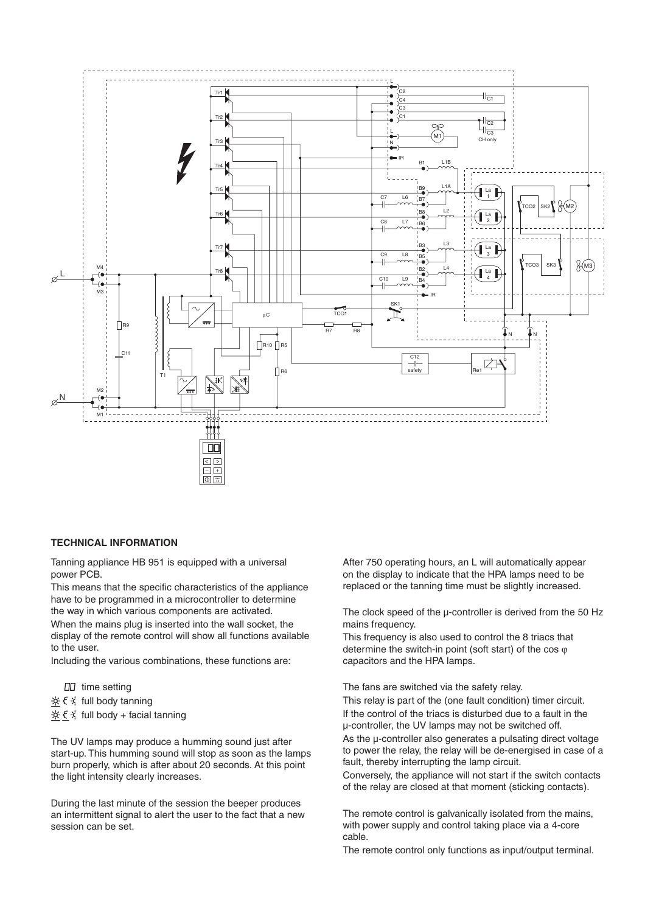**TECHNICAL INFORMATION**

Tanning appliance HB 951 is equipped with a universal power PCB.

This means that the specific characteristics of the appliance have to be programmed in a microcontroller to determine the way in which various components are activated.

When the mains plug is inserted into the wall socket, the display of the remote control will show all functions available to the user.

Including the various combinations, these functions are:

- ⎕⎕ time setting
- ☼ ⨍ ⚹ full body tanning
- ☼ ⨍ ⚹ full body + facial tanning

The UV lamps may produce a humming sound just after start-up. This humming sound will stop as soon as the lamps burn properly, which is after about 20 seconds. At this point the light intensity clearly increases.

During the last minute of the session the beeper produces an intermittent signal to alert the user to the fact that a new session can be set.

After 750 operating hours, an L will automatically appear on the display to indicate that the HPA lamps need to be replaced or the tanning time must be slightly increased.

The clock speed of the µ-controller is derived from the 50 Hz mains frequency.

This frequency is also used to control the 8 triacs that determine the switch-in point (soft start) of the cos φ capacitors and the HPA lamps.

The fans are switched via the safety relay.

This relay is part of the (one fault condition) timer circuit.

If the control of the triacs is disturbed due to a fault in the µ-controller, the UV lamps may not be switched off.

As the µ-controller also generates a pulsating direct voltage to power the relay, the relay will be de-energised in case of a fault, thereby interrupting the lamp circuit.

Conversely, the appliance will not start if the switch contacts of the relay are closed at that moment (sticking contacts).

The remote control is galvanically isolated from the mains, with power supply and control taking place via a 4-core cable.

The remote control only functions as input/output terminal.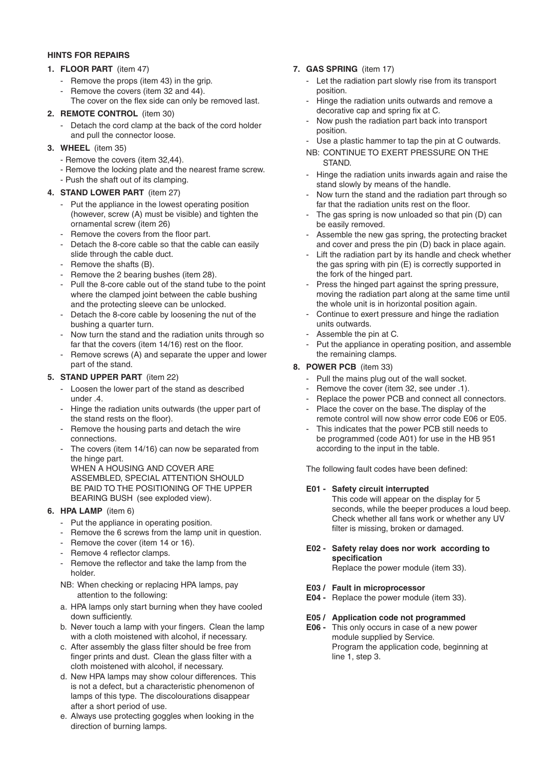### HINTS FOR REPAIRS

**1. FLOOR PART** (item 47)

- Remove the props (item 43) in the grip.
- Remove the covers (item 32 and 44).
  The cover on the flex side can only be removed last.

**2. REMOTE CONTROL** (item 30)

- Detach the cord clamp at the back of the cord holder and pull the connector loose.

**3. WHEEL** (item 35)

- Remove the covers (item 32,44).
- Remove the locking plate and the nearest frame screw.
- Push the shaft out of its clamping.

**4. STAND LOWER PART** (item 27)

- Put the appliance in the lowest operating position (however, screw (A) must be visible) and tighten the ornamental screw (item 26)
- Remove the covers from the floor part.
- Detach the 8-core cable so that the cable can easily slide through the cable duct.
- Remove the shafts (B).
- Remove the 2 bearing bushes (item 28).
- Pull the 8-core cable out of the stand tube to the point where the clamped joint between the cable bushing and the protecting sleeve can be unlocked.
- Detach the 8-core cable by loosening the nut of the bushing a quarter turn.
- Now turn the stand and the radiation units through so far that the covers (item 14/16) rest on the floor.
- Remove screws (A) and separate the upper and lower part of the stand.

**5. STAND UPPER PART** (item 22)

- Loosen the lower part of the stand as described under .4.
- Hinge the radiation units outwards (the upper part of the stand rests on the floor).
- Remove the housing parts and detach the wire connections.
- The covers (item 14/16) can now be separated from the hinge part.
  WHEN A HOUSING AND COVER ARE ASSEMBLED, SPECIAL ATTENTION SHOULD BE PAID TO THE POSITIONING OF THE UPPER BEARING BUSH (see exploded view).

**6. HPA LAMP** (item 6)

- Put the appliance in operating position.
- Remove the 6 screws from the lamp unit in question.
- Remove the cover (item 14 or 16).
- Remove 4 reflector clamps.
- Remove the reflector and take the lamp from the holder.

NB: When checking or replacing HPA lamps, pay attention to the following:

a. HPA lamps only start burning when they have cooled down sufficiently.
b. Never touch a lamp with your fingers. Clean the lamp with a cloth moistened with alcohol, if necessary.
c. After assembly the glass filter should be free from finger prints and dust. Clean the glass filter with a cloth moistened with alcohol, if necessary.
d. New HPA lamps may show colour differences. This is not a defect, but a characteristic phenomenon of lamps of this type. The discolourations disappear after a short period of use.
e. Always use protecting goggles when looking in the direction of burning lamps.

**7. GAS SPRING** (item 17)

- Let the radiation part slowly rise from its transport position.
- Hinge the radiation units outwards and remove a decorative cap and spring fix at C.
- Now push the radiation part back into transport position.
- Use a plastic hammer to tap the pin at C outwards.

NB: CONTINUE TO EXERT PRESSURE ON THE STAND.

- Hinge the radiation units inwards again and raise the stand slowly by means of the handle.
- Now turn the stand and the radiation part through so far that the radiation units rest on the floor.
- The gas spring is now unloaded so that pin (D) can be easily removed.
- Assemble the new gas spring, the protecting bracket and cover and press the pin (D) back in place again.
- Lift the radiation part by its handle and check whether the gas spring with pin (E) is correctly supported in the fork of the hinged part.
- Press the hinged part against the spring pressure, moving the radiation part along at the same time until the whole unit is in horizontal position again.
- Continue to exert pressure and hinge the radiation units outwards.
- Assemble the pin at C.
- Put the appliance in operating position, and assemble the remaining clamps.

**8. POWER PCB** (item 33)

- Pull the mains plug out of the wall socket.
- Remove the cover (item 32, see under .1).
- Replace the power PCB and connect all connectors.
- Place the cover on the base. The display of the remote control will now show error code E06 or E05.
- This indicates that the power PCB still needs to be programmed (code A01) for use in the HB 951 according to the input in the table.

The following fault codes have been defined:

**E01 - Safety circuit interrupted**
This code will appear on the display for 5 seconds, while the beeper produces a loud beep. Check whether all fans work or whether any UV filter is missing, broken or damaged.

**E02 - Safety relay does nor work according to specification**
Replace the power module (item 33).

**E03 / Fault in microprocessor**
**E04 -** Replace the power module (item 33).

**E05 / Application code not programmed**
**E06 -** This only occurs in case of a new power module supplied by Service.
Program the application code, beginning at line 1, step 3.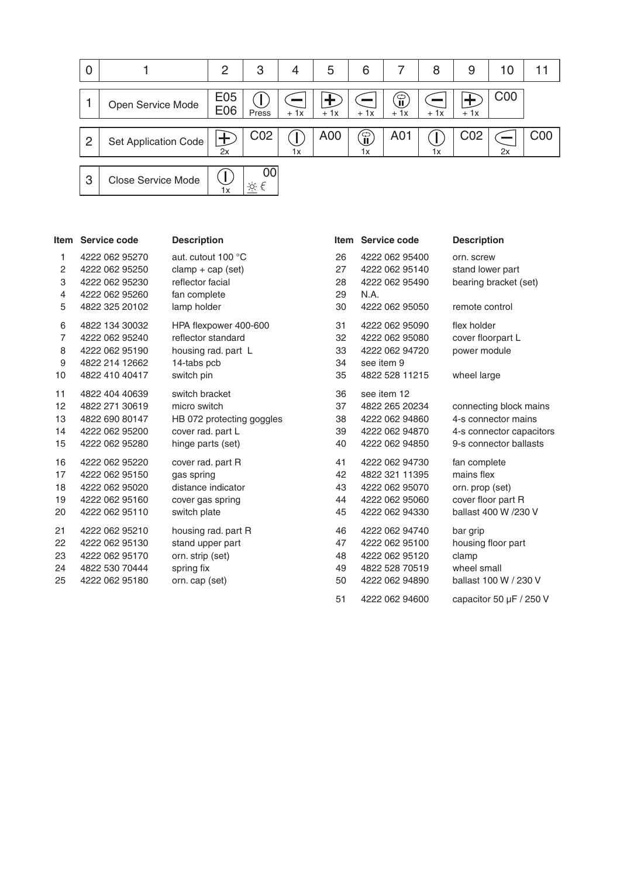| 0 | 1 | 2 | 3 | 4 | 5 | 6 | 7 | 8 | 9 | 10 | 11 |
|---|---|---|---|---|---|---|---|---|---|---|---|
| 1 | Open Service Mode | E05 E06 | (I) Press | (−) + 1x | (+) + 1x | (−) + 1x | (timer) + 1x | (−) + 1x | (+) + 1x | C00 | |
| 2 | Set Application Code | (+) 2x | C02 | (I) 1x | A00 | (timer) 1x | A01 | (I) 1x | C02 | (−) 2x | C00 |
| 3 | Close Service Mode | (I) 1x | 00 | | | | | | | | |

| Item | Service code | Description |
|---|---|---|
| 1 | 4222 062 95270 | aut. cutout 100 °C |
| 2 | 4222 062 95250 | clamp + cap (set) |
| 3 | 4222 062 95230 | reflector facial |
| 4 | 4222 062 95260 | fan complete |
| 5 | 4822 325 20102 | lamp holder |
| 6 | 4822 134 30032 | HPA flexpower 400-600 |
| 7 | 4222 062 95240 | reflector standard |
| 8 | 4222 062 95190 | housing rad. part L |
| 9 | 4822 214 12662 | 14-tabs pcb |
| 10 | 4822 410 40417 | switch pin |
| 11 | 4822 404 40639 | switch bracket |
| 12 | 4822 271 30619 | micro switch |
| 13 | 4822 690 80147 | HB 072 protecting goggles |
| 14 | 4222 062 95200 | cover rad. part L |
| 15 | 4222 062 95280 | hinge parts (set) |
| 16 | 4222 062 95220 | cover rad. part R |
| 17 | 4222 062 95150 | gas spring |
| 18 | 4222 062 95020 | distance indicator |
| 19 | 4222 062 95160 | cover gas spring |
| 20 | 4222 062 95110 | switch plate |
| 21 | 4222 062 95210 | housing rad. part R |
| 22 | 4222 062 95130 | stand upper part |
| 23 | 4222 062 95170 | orn. strip (set) |
| 24 | 4822 530 70444 | spring fix |
| 25 | 4222 062 95180 | orn. cap (set) |
| 26 | 4222 062 95400 | orn. screw |
| 27 | 4222 062 95140 | stand lower part |
| 28 | 4222 062 95490 | bearing bracket (set) |
| 29 | N.A. | |
| 30 | 4222 062 95050 | remote control |
| 31 | 4222 062 95090 | flex holder |
| 32 | 4222 062 95080 | cover floorpart L |
| 33 | 4222 062 94720 | power module |
| 34 | see item 9 | |
| 35 | 4822 528 11215 | wheel large |
| 36 | see item 12 | |
| 37 | 4822 265 20234 | connecting block mains |
| 38 | 4222 062 94860 | 4-s connector mains |
| 39 | 4222 062 94870 | 4-s connector capacitors |
| 40 | 4222 062 94850 | 9-s connector ballasts |
| 41 | 4222 062 94730 | fan complete |
| 42 | 4822 321 11395 | mains flex |
| 43 | 4222 062 95070 | orn. prop (set) |
| 44 | 4222 062 95060 | cover floor part R |
| 45 | 4222 062 94330 | ballast 400 W /230 V |
| 46 | 4222 062 94740 | bar grip |
| 47 | 4222 062 95100 | housing floor part |
| 48 | 4222 062 95120 | clamp |
| 49 | 4822 528 70519 | wheel small |
| 50 | 4222 062 94890 | ballast 100 W / 230 V |
| 51 | 4222 062 94600 | capacitor 50 µF / 250 V |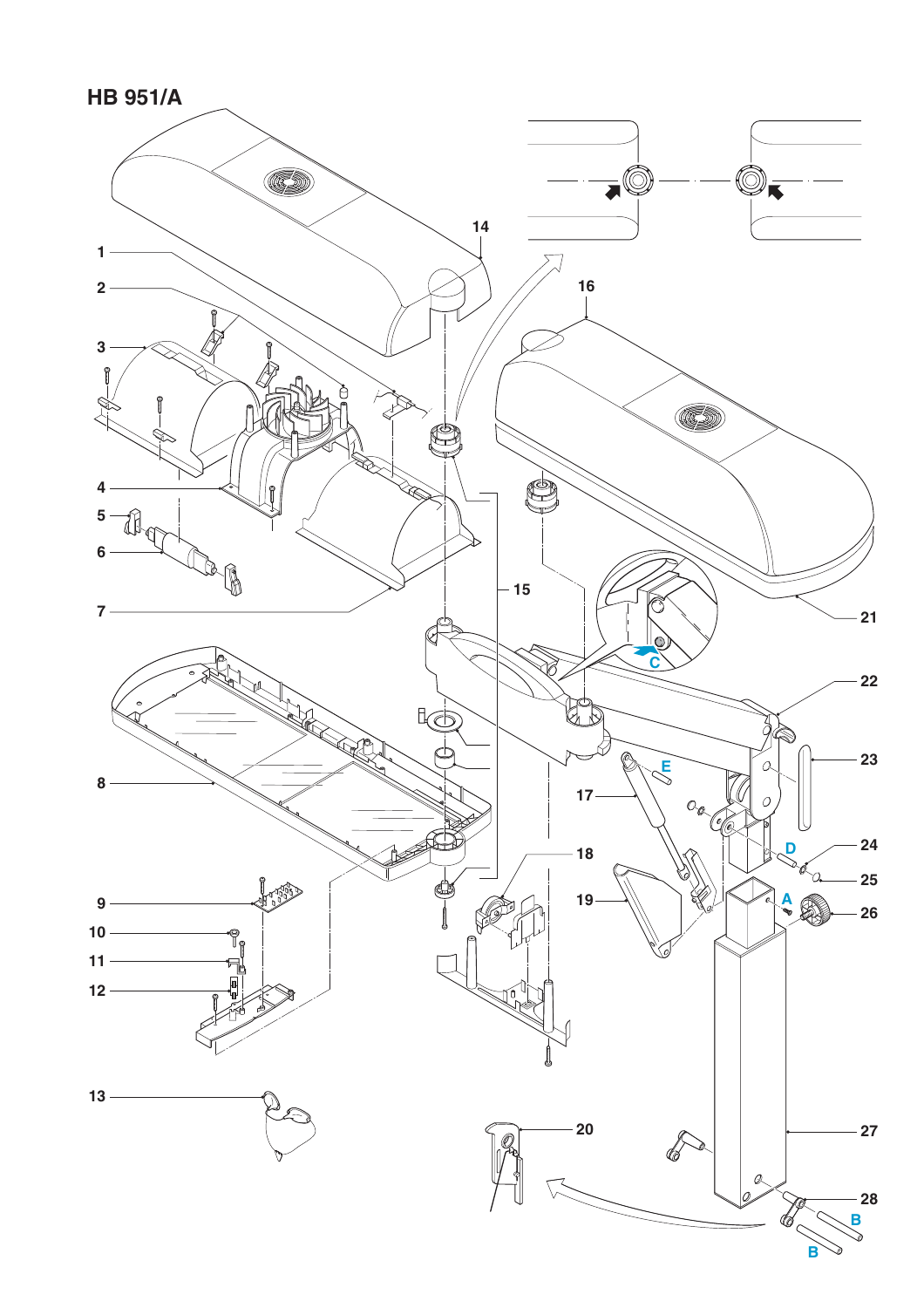# HB 951/A

1
2
3
4
5
6
7
8
9
10
11
12
13
14
15
16
17
18
19
20
21
22
23
24
25
26
27
28

A
B
B
C
D
E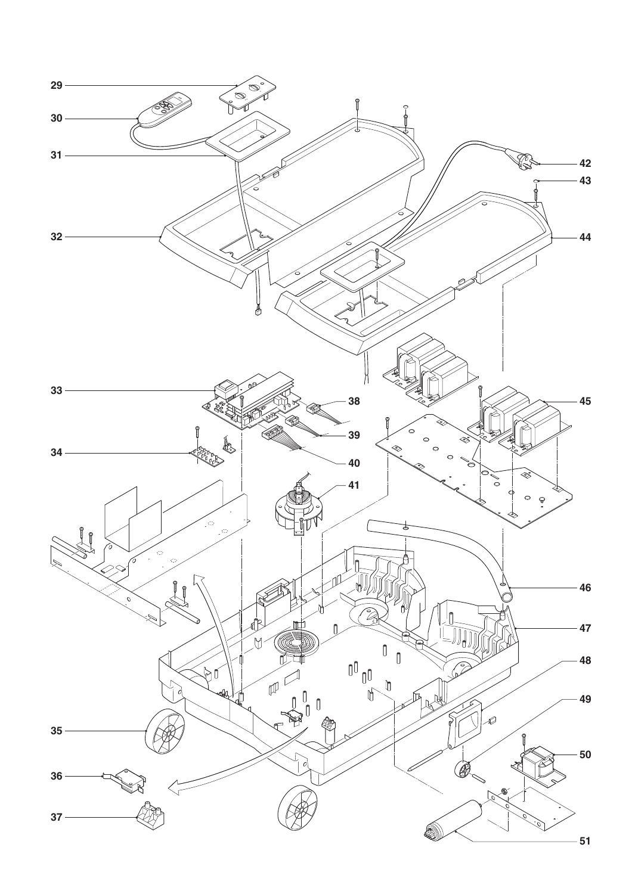29

30

31

32

33

34

35

36

37

38

39

40

41

42

43

44

45

46

47

48

49

50

51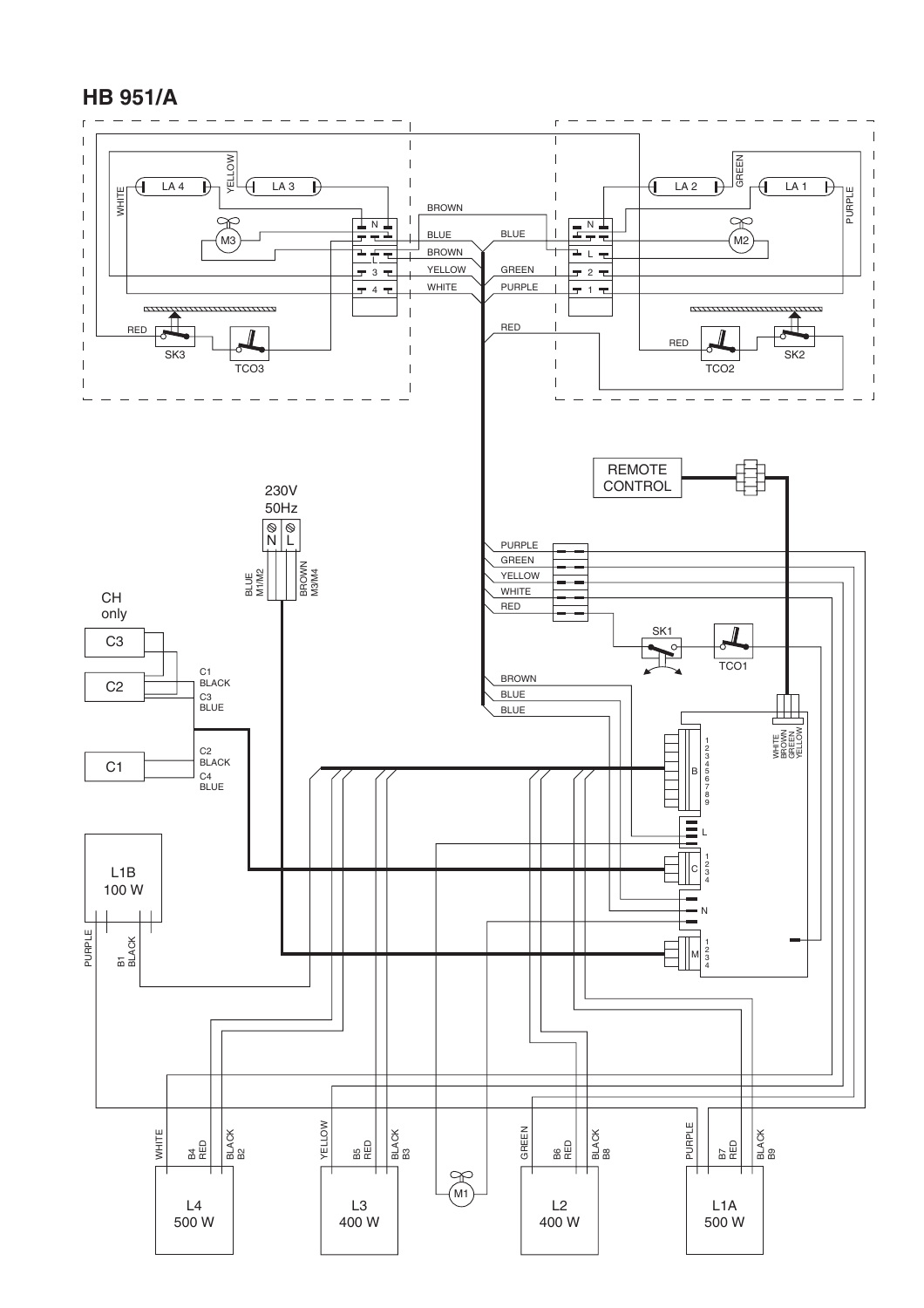# HB 951/A

LA 4
LA 3
LA 2
LA 1
WHITE
YELLOW
GREEN
PURPLE
M3
M2
N
L
3
4
N
L
2
1
BROWN
BLUE
BROWN
YELLOW
WHITE
BLUE
GREEN
PURPLE
RED
RED
RED
SK3
TCO3
TCO2
SK2

REMOTE
CONTROL

230V
50Hz
N
L
BLUE
M1/M2
BROWN
M3/M4

CH
only
C3
C2
C1
C1
BLACK
C3
BLUE
C2
BLACK
C4
BLUE

PURPLE
GREEN
YELLOW
WHITE
RED
SK1
TCO1
BROWN
BLUE
BLUE
WHITE
BROWN
GREEN
YELLOW
B
1
2
3
4
5
6
7
8
9
L
C
1
2
3
4
N
M
1
2
3
4

L1B
100 W
PURPLE
B1
BLACK

WHITE
B4
RED
BLACK
B2
L4
500 W

YELLOW
B5
RED
BLACK
B3
L3
400 W

M1

GREEN
B6
RED
BLACK
B8
L2
400 W

PURPLE
B7
RED
BLACK
B9
L1A
500 W